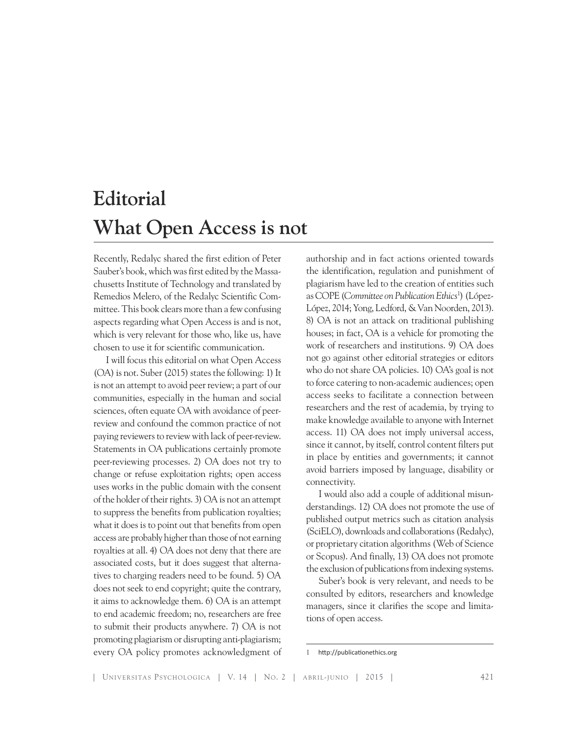# Editorial

# What Open Access is not

Recently, Redalyc shared the first edition of Peter Sauber's book, which was first edited by the Massachusetts Institute of Technology and translated by Remedios Melero, of the Redalyc Scientific Committee. This book clears more than a few confusing aspects regarding what Open Access is and is not, which is very relevant for those who, like us, have chosen to use it for scientific communication.

I will focus this editorial on what Open Access (OA) is not. Suber (2015) states the following: 1) It is not an attempt to avoid peer review; a part of our communities, especially in the human and social sciences, often equate OA with avoidance of peer-review and confound the common practice of not paying reviewers to review with lack of peer-review. Statements in OA publications certainly promote peer-reviewing processes. 2) OA does not try to change or refuse exploitation rights; open access uses works in the public domain with the consent of the holder of their rights. 3) OA is not an attempt to suppress the benefits from publication royalties; what it does is to point out that benefits from open access are probably higher than those of not earning royalties at all. 4) OA does not deny that there are associated costs, but it does suggest that alternatives to charging readers need to be found. 5) OA does not seek to end copyright; quite the contrary, it aims to acknowledge them. 6) OA is an attempt to end academic freedom; no, researchers are free to submit their products anywhere. 7) OA is not promoting plagiarism or disrupting anti-plagiarism; every OA policy promotes acknowledgment of authorship and in fact actions oriented towards the identification, regulation and punishment of plagiarism have led to the creation of entities such as COPE (*Committee on Publication Ethics*[1]) (López-López, 2014; Yong, Ledford, & Van Noorden, 2013). 8) OA is not an attack on traditional publishing houses; in fact, OA is a vehicle for promoting the work of researchers and institutions. 9) OA does not go against other editorial strategies or editors who do not share OA policies. 10) OA's goal is not to force catering to non-academic audiences; open access seeks to facilitate a connection between researchers and the rest of academia, by trying to make knowledge available to anyone with Internet access. 11) OA does not imply universal access, since it cannot, by itself, control content filters put in place by entities and governments; it cannot avoid barriers imposed by language, disability or connectivity.

I would also add a couple of additional misunderstandings. 12) OA does not promote the use of published output metrics such as citation analysis (SciELO), downloads and collaborations (Redalyc), or proprietary citation algorithms (Web of Science or Scopus). And finally, 13) OA does not promote the exclusion of publications from indexing systems.

Suber's book is very relevant, and needs to be consulted by editors, researchers and knowledge managers, since it clarifies the scope and limitations of open access.

---

1 http://publicationethics.org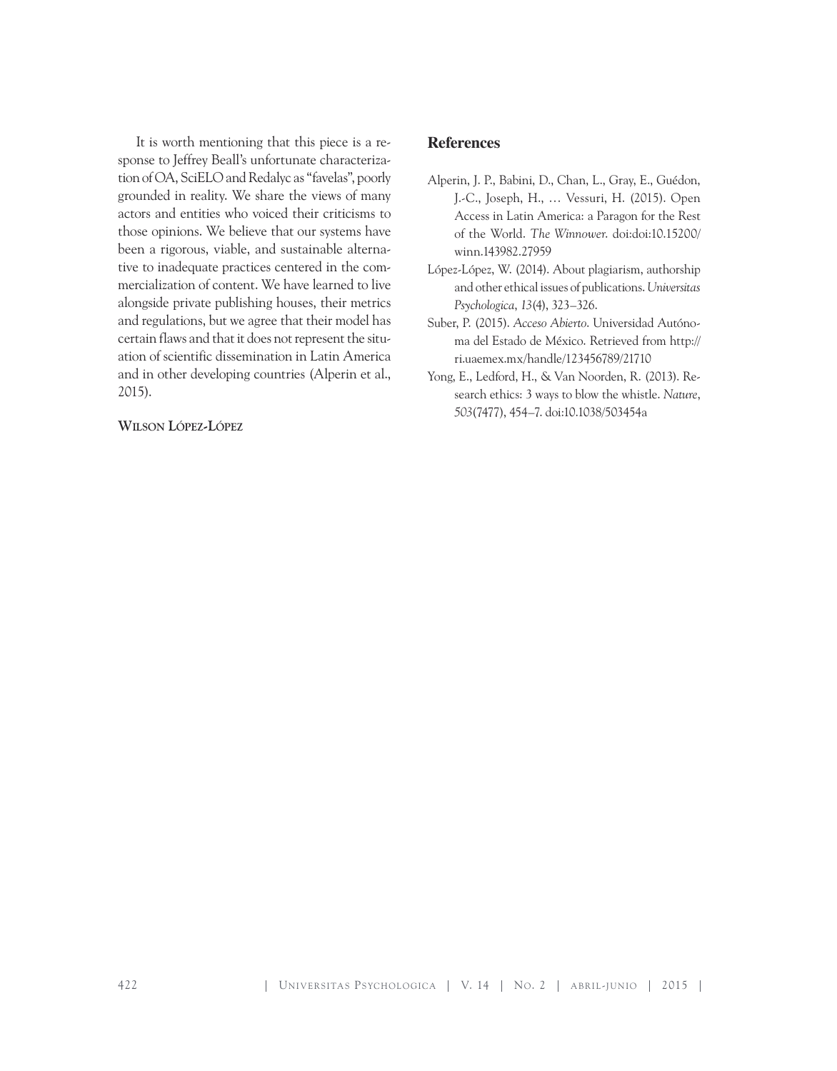It is worth mentioning that this piece is a response to Jeffrey Beall's unfortunate characterization of OA, SciELO and Redalyc as "favelas", poorly grounded in reality. We share the views of many actors and entities who voiced their criticisms to those opinions. We believe that our systems have been a rigorous, viable, and sustainable alternative to inadequate practices centered in the commercialization of content. We have learned to live alongside private publishing houses, their metrics and regulations, but we agree that their model has certain flaws and that it does not represent the situation of scientific dissemination in Latin America and in other developing countries (Alperin et al., 2015).

**Wilson López-López**

## References

Alperin, J. P., Babini, D., Chan, L., Gray, E., Guédon, J.-C., Joseph, H., … Vessuri, H. (2015). Open Access in Latin America: a Paragon for the Rest of the World. *The Winnower*. doi:doi:10.15200/winn.143982.27959

López-López, W. (2014). About plagiarism, authorship and other ethical issues of publications. *Universitas Psychologica*, *13*(4), 323–326.

Suber, P. (2015). *Acceso Abierto*. Universidad Autónoma del Estado de México. Retrieved from http://ri.uaemex.mx/handle/123456789/21710

Yong, E., Ledford, H., & Van Noorden, R. (2013). Research ethics: 3 ways to blow the whistle. *Nature*, *503*(7477), 454–7. doi:10.1038/503454a